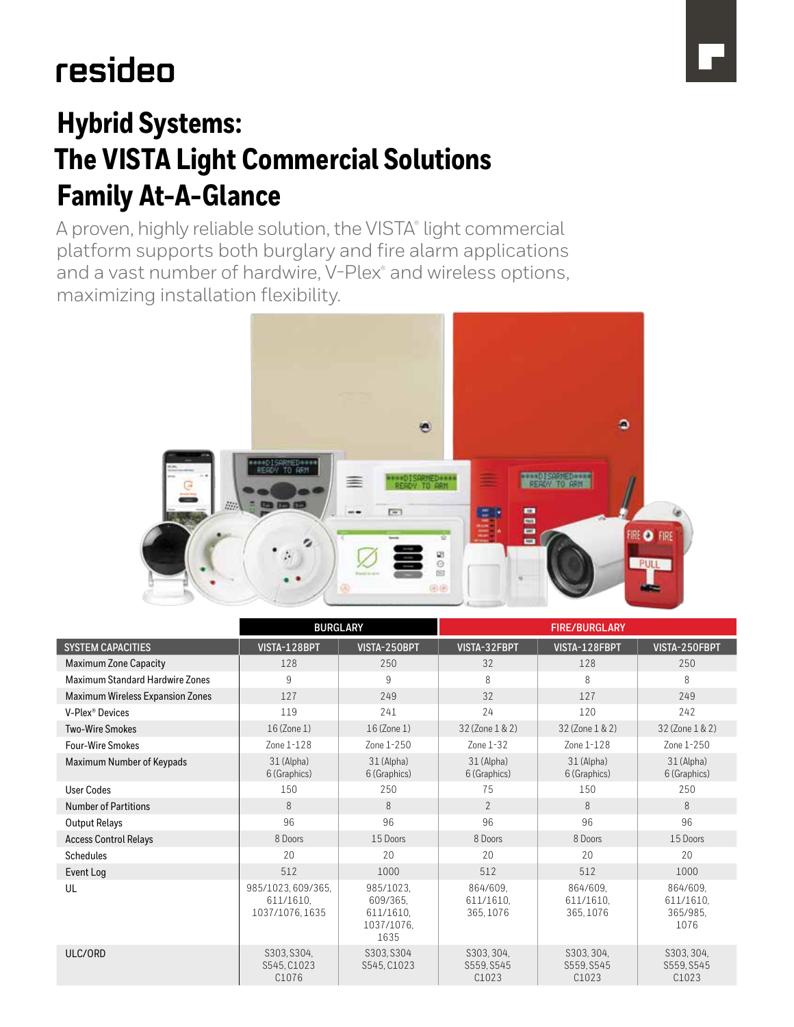resideo

# Hybrid Systems: The VISTA Light Commercial Solutions Family At-A-Glance

A proven, highly reliable solution, the VISTA® light commercial platform supports both burglary and fire alarm applications and a vast number of hardwire, V-Plex® and wireless options, maximizing installation flexibility.

| | BURGLARY | | FIRE/BURGLARY | | |
|---|---|---|---|---|---|
| SYSTEM CAPACITIES | VISTA-128BPT | VISTA-250BPT | VISTA-32FBPT | VISTA-128FBPT | VISTA-250FBPT |
| Maximum Zone Capacity | 128 | 250 | 32 | 128 | 250 |
| Maximum Standard Hardwire Zones | 9 | 9 | 8 | 8 | 8 |
| Maximum Wireless Expansion Zones | 127 | 249 | 32 | 127 | 249 |
| V-Plex® Devices | 119 | 241 | 24 | 120 | 242 |
| Two-Wire Smokes | 16 (Zone 1) | 16 (Zone 1) | 32 (Zone 1 & 2) | 32 (Zone 1 & 2) | 32 (Zone 1 & 2) |
| Four-Wire Smokes | Zone 1-128 | Zone 1-250 | Zone 1-32 | Zone 1-128 | Zone 1-250 |
| Maximum Number of Keypads | 31 (Alpha) 6 (Graphics) | 31 (Alpha) 6 (Graphics) | 31 (Alpha) 6 (Graphics) | 31 (Alpha) 6 (Graphics) | 31 (Alpha) 6 (Graphics) |
| User Codes | 150 | 250 | 75 | 150 | 250 |
| Number of Partitions | 8 | 8 | 2 | 8 | 8 |
| Output Relays | 96 | 96 | 96 | 96 | 96 |
| Access Control Relays | 8 Doors | 15 Doors | 8 Doors | 8 Doors | 15 Doors |
| Schedules | 20 | 20 | 20 | 20 | 20 |
| Event Log | 512 | 1000 | 512 | 512 | 1000 |
| UL | 985/1023, 609/365, 611/1610, 1037/1076, 1635 | 985/1023, 609/365, 611/1610, 1037/1076, 1635 | 864/609, 611/1610, 365, 1076 | 864/609, 611/1610, 365, 1076 | 864/609, 611/1610, 365/985, 1076 |
| ULC/ORD | S303, S304, S545, C1023 C1076 | S303, S304 S545, C1023 | S303, 304, S559, S545 C1023 | S303, 304, S559, S545 C1023 | S303, 304, S559, S545 C1023 |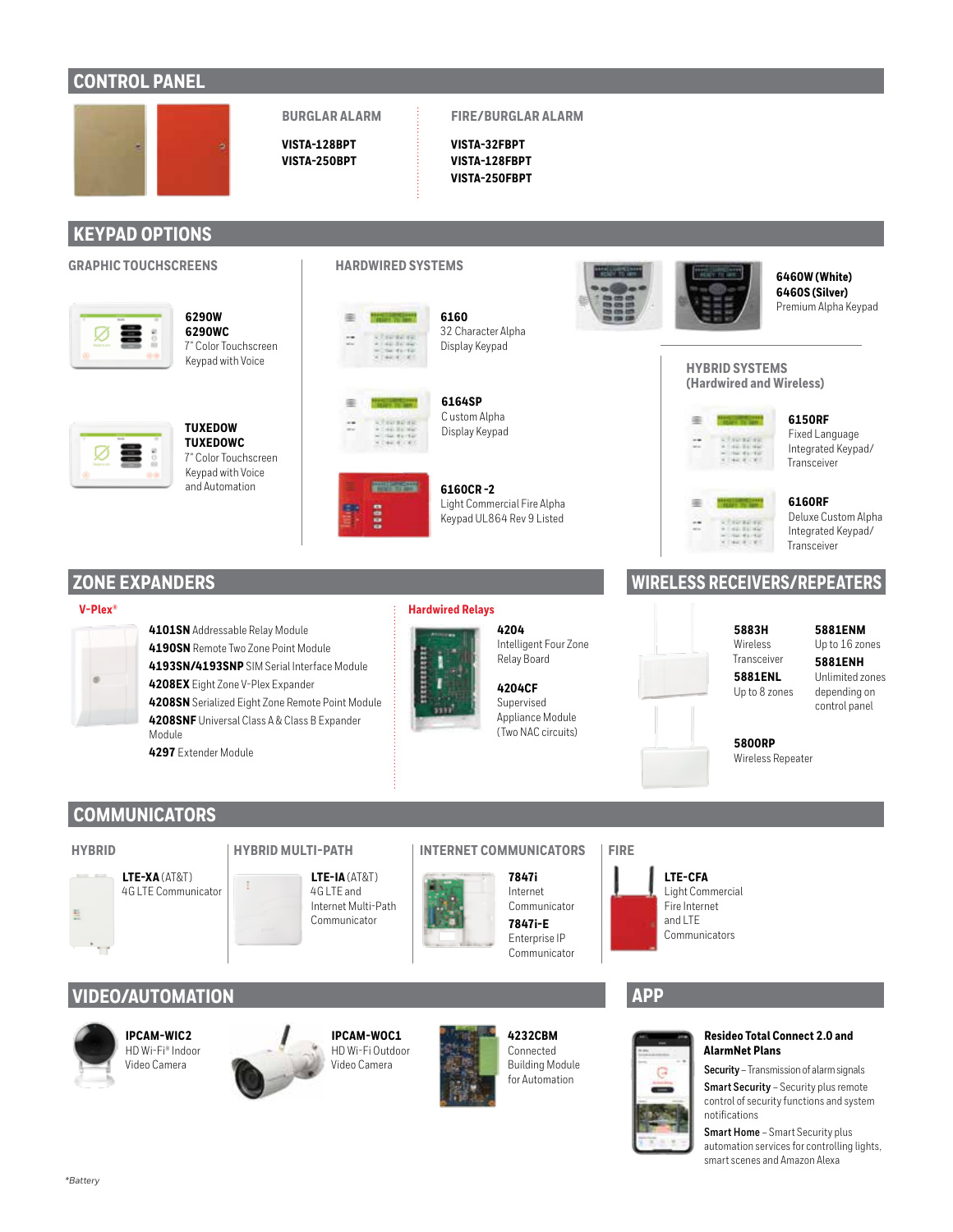## CONTROL PANEL

### BURGLAR ALARM

**VISTA-128BPT**
**VISTA-250BPT**

### FIRE/BURGLAR ALARM

**VISTA-32FBPT**
**VISTA-128FBPT**
**VISTA-250FBPT**

## KEYPAD OPTIONS

### GRAPHIC TOUCHSCREENS

**6290W**
**6290WC**
7" Color Touchscreen Keypad with Voice

**TUXEDOW**
**TUXEDOWC**
7" Color Touchscreen Keypad with Voice and Automation

### HARDWIRED SYSTEMS

**6160**
32 Character Alpha Display Keypad

**6164SP**
Custom Alpha Display Keypad

**6160CR -2**
Light Commercial Fire Alpha Keypad UL864 Rev 9 Listed

**6460W (White)**
**6460S (Silver)**
Premium Alpha Keypad

### HYBRID SYSTEMS (Hardwired and Wireless)

**6150RF**
Fixed Language Integrated Keypad/ Transceiver

**6160RF**
Deluxe Custom Alpha Integrated Keypad/ Transceiver

## ZONE EXPANDERS

### V-Plex*

**4101SN** Addressable Relay Module
**4190SN** Remote Two Zone Point Module
**4193SN/4193SNP** SIM Serial Interface Module
**4208EX** Eight Zone V-Plex Expander
**4208SN** Serialized Eight Zone Remote Point Module
**4208SNF** Universal Class A & Class B Expander Module
**4297** Extender Module

### Hardwired Relays

**4204**
Intelligent Four Zone Relay Board

**4204CF**
Supervised Appliance Module (Two NAC circuits)

## WIRELESS RECEIVERS/REPEATERS

**5883H**
Wireless Transceiver

**5881ENL**
Up to 8 zones

**5881ENM**
Up to 16 zones

**5881ENH**
Unlimited zones depending on control panel

**5800RP**
Wireless Repeater

## COMMUNICATORS

### HYBRID

**LTE-XA** (AT&T)
4G LTE Communicator

### HYBRID MULTI-PATH

**LTE-IA** (AT&T)
4G LTE and Internet Multi-Path Communicator

### INTERNET COMMUNICATORS

**7847i**
Internet Communicator

**7847i-E**
Enterprise IP Communicator

### FIRE

**LTE-CFA**
Light Commercial Fire Internet and LTE Communicators

## VIDEO/AUTOMATION

**IPCAM-WIC2**
HD Wi-Fi® Indoor Video Camera

**IPCAM-WOC1**
HD Wi-Fi Outdoor Video Camera

**4232CBM**
Connected Building Module for Automation

## APP

**Resideo Total Connect 2.0 and AlarmNet Plans**

**Security** – Transmission of alarm signals

**Smart Security** – Security plus remote control of security functions and system notifications

**Smart Home** – Smart Security plus automation services for controlling lights, smart scenes and Amazon Alexa

*Battery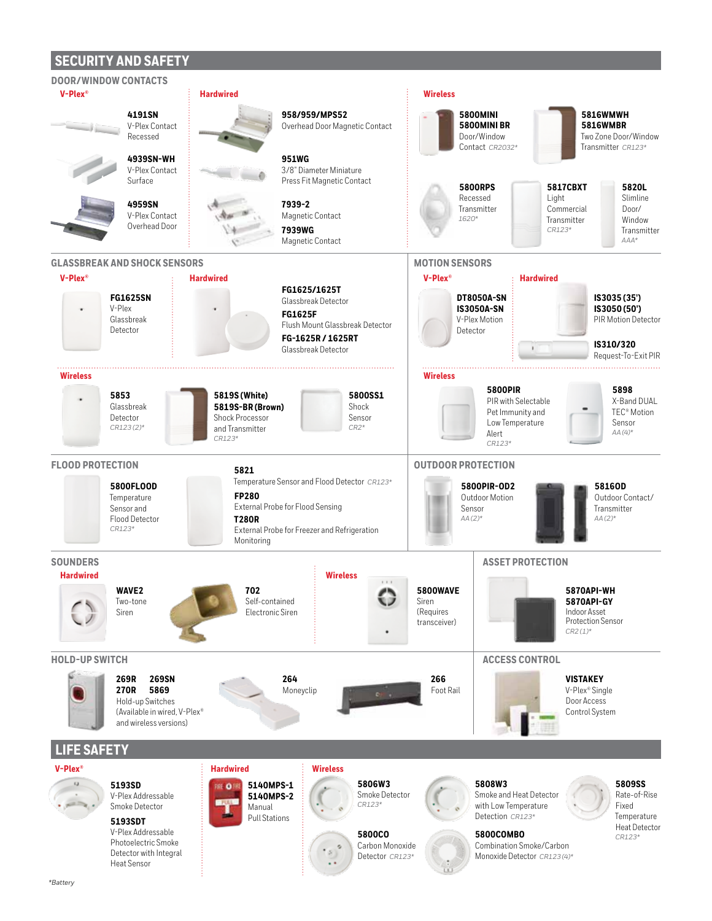# SECURITY AND SAFETY

## DOOR/WINDOW CONTACTS

### V-Plex®

**4191SN**
V-Plex Contact
Recessed

**4939SN-WH**
V-Plex Contact
Surface

**4959SN**
V-Plex Contact
Overhead Door

### Hardwired

**958/959/MPS52**
Overhead Door Magnetic Contact

**951WG**
3/8" Diameter Miniature
Press Fit Magnetic Contact

**7939-2**
Magnetic Contact

**7939WG**
Magnetic Contact

### Wireless

**5800MINI**
**5800MINI BR**
Door/Window
Contact *CR2032**

**5816WMWH**
**5816WMBR**
Two Zone Door/Window
Transmitter *CR123**

**5800RPS**
Recessed
Transmitter
*1620**

**5817CBXT**
Light
Commercial
Transmitter
*CR123**

**5820L**
Slimline
Door/
Window
Transmitter
*AAA**

## GLASSBREAK AND SHOCK SENSORS

### V-Plex®

**FG1625SN**
V-Plex
Glassbreak
Detector

### Hardwired

**FG1625/1625T**
Glassbreak Detector

**FG1625F**
Flush Mount Glassbreak Detector

**FG-1625R / 1625RT**
Glassbreak Detector

### Wireless

**5853**
Glassbreak
Detector
*CR123 (2)**

**5819S (White)**
**5819S-BR (Brown)**
Shock Processor
and Transmitter
*CR123**

**5800SS1**
Shock
Sensor
*CR2**

## MOTION SENSORS

### V-Plex®

**DT8050A-SN**
**IS3050A-SN**
V-Plex Motion
Detector

### Hardwired

**IS3035 (35')**
**IS3050 (50')**
PIR Motion Detector

**IS310/320**
Request-To-Exit PIR

### Wireless

**5800PIR**
PIR with Selectable
Pet Immunity and
Low Temperature
Alert
*CR123**

**5898**
X-Band DUAL
TEC® Motion
Sensor
*AA (4)**

## FLOOD PROTECTION

**5800FLOOD**
Temperature
Sensor and
Flood Detector
*CR123**

**5821**
Temperature Sensor and Flood Detector *CR123**

**FP280**
External Probe for Flood Sensing

**T280R**
External Probe for Freezer and Refrigeration
Monitoring

## OUTDOOR PROTECTION

**5800PIR-OD2**
Outdoor Motion
Sensor
*AA (2)**

**5816OD**
Outdoor Contact/
Transmitter
*AA (2)**

## SOUNDERS

### Hardwired

**WAVE2**
Two-tone
Siren

**702**
Self-contained
Electronic Siren

### Wireless

**5800WAVE**
Siren
(Requires
transceiver)

## ASSET PROTECTION

**5870API-WH**
**5870API-GY**
Indoor Asset
Protection Sensor
*CR2 (1)**

## HOLD-UP SWITCH

**269R 269SN**
**270R 5869**
Hold-up Switches
(Available in wired, V-Plex®
and wireless versions)

**264**
Moneyclip

**266**
Foot Rail

## ACCESS CONTROL

**VISTAKEY**
V-Plex® Single
Door Access
Control System

# LIFE SAFETY

### V-Plex®

**5193SD**
V-Plex Addressable
Smoke Detector

**5193SDT**
V-Plex Addressable
Photoelectric Smoke
Detector with Integral
Heat Sensor

### Hardwired

**5140MPS-1**
**5140MPS-2**
Manual
Pull Stations

### Wireless

**5806W3**
Smoke Detector
*CR123**

**5808W3**
Smoke and Heat Detector
with Low Temperature
Detection *CR123**

**5809SS**
Rate-of-Rise
Fixed
Temperature
Heat Detector
*CR123**

**5800CO**
Carbon Monoxide
Detector *CR123**

**5800COMBO**
Combination Smoke/Carbon
Monoxide Detector *CR123 (4)**

*\*Battery*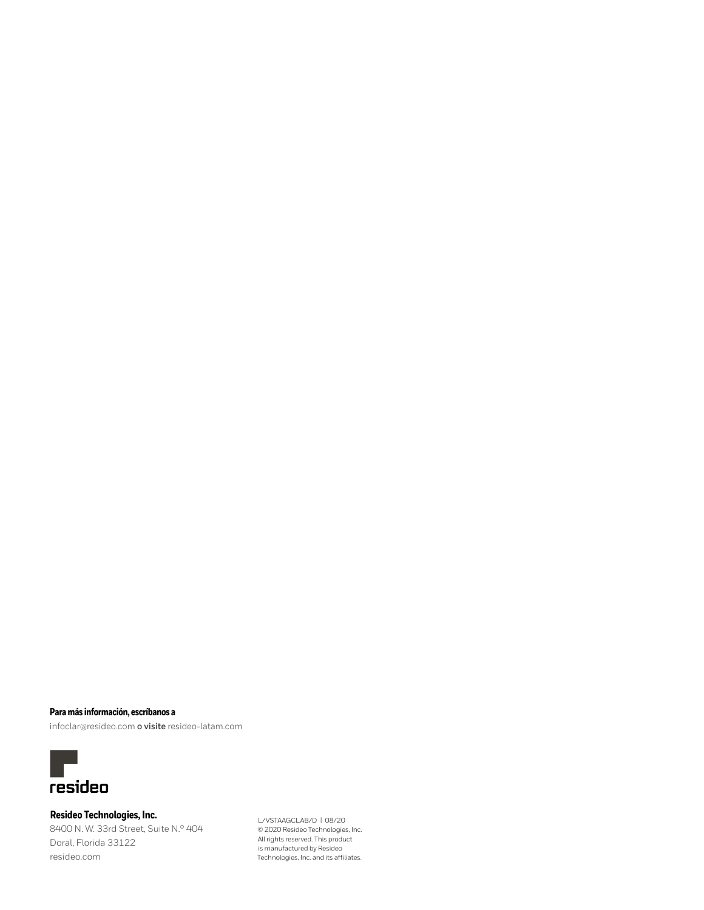**Para más información, escríbanos a**

infoclar@resideo.com **o visite** resideo-latam.com

resideo

**Resideo Technologies, Inc.**

8400 N. W. 33rd Street, Suite N.º 404
Doral, Florida 33122
resideo.com

L/VSTAAGCLAB/D | 08/20
© 2020 Resideo Technologies, Inc.
All rights reserved. This product is manufactured by Resideo Technologies, Inc. and its affiliates.